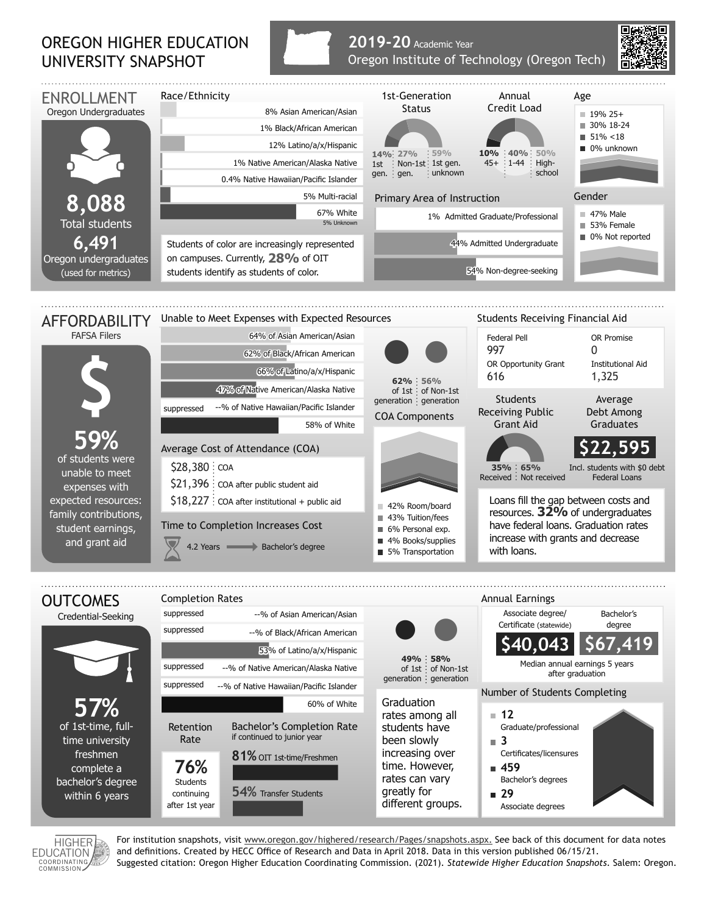# OREGON HIGHER EDUCATION UNIVERSITY SNAPSHOT

**2019-20** Academic Year
Oregon Institute of Technology (Oregon Tech)

## ENROLLMENT

Oregon Undergraduates

**8,088**
Total students

**6,491**
Oregon undergraduates
(used for metrics)

### Race/Ethnicity

- 8% Asian American/Asian
- 1% Black/African American
- 12% Latino/a/x/Hispanic
- 1% Native American/Alaska Native
- 0.4% Native Hawaiian/Pacific Islander
- 5% Multi-racial
- 67% White
- 5% Unknown

Students of color are increasingly represented on campuses. Currently, **28%** of OIT students identify as students of color.

### 1st-Generation Status

| 14% | 27% | 59% |
|---|---|---|
| 1st gen. | Non-1st gen. | 1st gen. unknown |

### Annual Credit Load

| 10% | 40% | 50% |
|---|---|---|
| 45+ | 1-44 | High-school |

### Age

- 19% 25+
- 30% 18-24
- 51% <18
- 0% unknown

### Primary Area of Instruction

- 1% Admitted Graduate/Professional
- 44% Admitted Undergraduate
- 54% Non-degree-seeking

### Gender

- 47% Male
- 53% Female
- 0% Not reported

## AFFORDABILITY

FAFSA Filers

**59%**
of students were unable to meet expenses with expected resources: family contributions, student earnings, and grant aid

### Unable to Meet Expenses with Expected Resources

- 64% of Asian American/Asian
- 62% of Black/African American
- 66% of Latino/a/x/Hispanic
- 47% of Native American/Alaska Native
- suppressed --% of Native Hawaiian/Pacific Islander
- 58% of White

| 62% | 56% |
|---|---|
| of 1st generation | of Non-1st generation |

### Average Cost of Attendance (COA)

- $28,380 COA
- $21,396 COA after public student aid
- $18,227 COA after institutional + public aid

### Time to Completion Increases Cost

4.2 Years → Bachelor's degree

### COA Components

- 42% Room/board
- 43% Tuition/fees
- 6% Personal exp.
- 4% Books/supplies
- 5% Transportation

### Students Receiving Financial Aid

| Federal Pell | OR Promise |
|---|---|
| 997 | 0 |
| **OR Opportunity Grant** | **Institutional Aid** |
| 616 | 1,325 |

### Students Receiving Public Grant Aid

| 35% | 65% |
|---|---|
| Received | Not received |

### Average Debt Among Graduates

**$22,595**
Incl. students with $0 debt
Federal Loans

Loans fill the gap between costs and resources. **32%** of undergraduates have federal loans. Graduation rates increase with grants and decrease with loans.

## OUTCOMES

Credential-Seeking

**57%**
of 1st-time, full-time university freshmen complete a bachelor's degree within 6 years

### Completion Rates

- suppressed --% of Asian American/Asian
- suppressed --% of Black/African American
- 53% of Latino/a/x/Hispanic
- suppressed --% of Native American/Alaska Native
- suppressed --% of Native Hawaiian/Pacific Islander
- 60% of White

| 49% | 58% |
|---|---|
| of 1st generation | of Non-1st generation |

### Retention Rate

**76%**
Students continuing after 1st year

### Bachelor's Completion Rate

if continued to junior year

- **81%** OIT 1st-time/Freshmen
- **54%** Transfer Students

Graduation rates among all students have been slowly increasing over time. However, rates can vary greatly for different groups.

### Annual Earnings

| Associate degree/ Certificate (statewide) | Bachelor's degree |
|---|---|
| $40,043 | $67,419 |

Median annual earnings 5 years after graduation

### Number of Students Completing

- **12** Graduate/professional
- **3** Certificates/licensures
- **459** Bachelor's degrees
- **29** Associate degrees

For institution snapshots, visit www.oregon.gov/highered/research/Pages/snapshots.aspx. See back of this document for data notes and definitions. Created by HECC Office of Research and Data in April 2018. Data in this version published 06/15/21.
Suggested citation: Oregon Higher Education Coordinating Commission. (2021). *Statewide Higher Education Snapshots*. Salem: Oregon.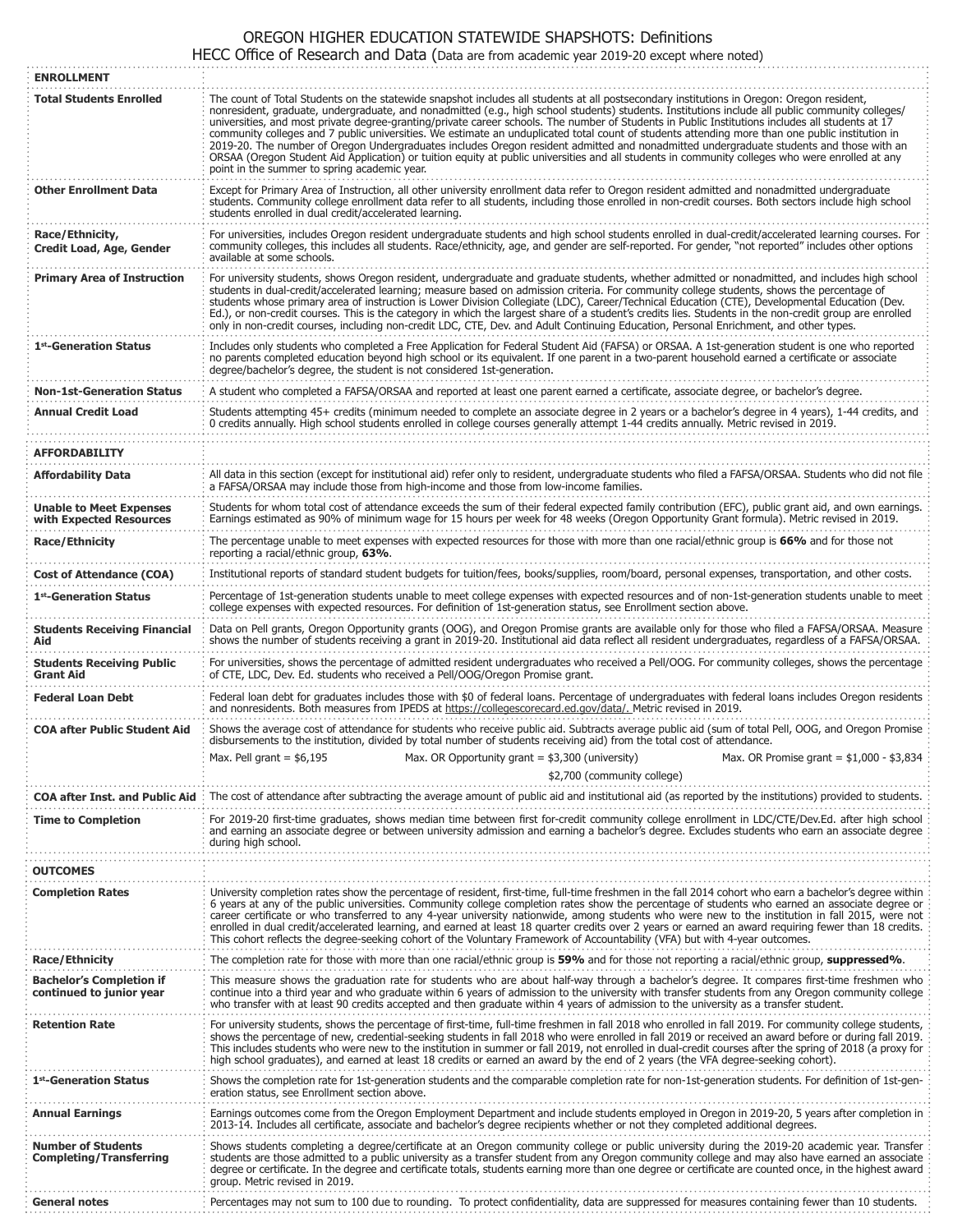# OREGON HIGHER EDUCATION STATEWIDE SHAPSHOTS: Definitions

HECC Office of Research and Data (Data are from academic year 2019-20 except where noted)

| | |
|---|---|
| **ENROLLMENT** | |
| **Total Students Enrolled** | The count of Total Students on the statewide snapshot includes all students at all postsecondary institutions in Oregon: Oregon resident, nonresident, graduate, undergraduate, and nonadmitted (e.g., high school students) students. Institutions include all public community colleges/ universities, and most private degree-granting/private career schools. The number of Students in Public Institutions includes all students at 17 community colleges and 7 public universities. We estimate an unduplicated total count of students attending more than one public institution in 2019-20. The number of Oregon Undergraduates includes Oregon resident admitted and nonadmitted undergraduate students and those with an ORSAA (Oregon Student Aid Application) or tuition equity at public universities and all students in community colleges who were enrolled at any point in the summer to spring academic year. |
| **Other Enrollment Data** | Except for Primary Area of Instruction, all other university enrollment data refer to Oregon resident admitted and nonadmitted undergraduate students. Community college enrollment data refer to all students, including those enrolled in non-credit courses. Both sectors include high school students enrolled in dual credit/accelerated learning. |
| **Race/Ethnicity, Credit Load, Age, Gender** | For universities, includes Oregon resident undergraduate students and high school students enrolled in dual-credit/accelerated learning courses. For community colleges, this includes all students. Race/ethnicity, age, and gender are self-reported. For gender, "not reported" includes other options available at some schools. |
| **Primary Area of Instruction** | For university students, shows Oregon resident, undergraduate and graduate students, whether admitted or nonadmitted, and includes high school students in dual-credit/accelerated learning; measure based on admission criteria. For community college students, shows the percentage of students whose primary area of instruction is Lower Division Collegiate (LDC), Career/Technical Education (CTE), Developmental Education (Dev. Ed.), or non-credit courses. This is the category in which the largest share of a student's credits lies. Students in the non-credit group are enrolled only in non-credit courses, including non-credit LDC, CTE, Dev. and Adult Continuing Education, Personal Enrichment, and other types. |
| **1st-Generation Status** | Includes only students who completed a Free Application for Federal Student Aid (FAFSA) or ORSAA. A 1st-generation student is one who reported no parents completed education beyond high school or its equivalent. If one parent in a two-parent household earned a certificate or associate degree/bachelor's degree, the student is not considered 1st-generation. |
| **Non-1st-Generation Status** | A student who completed a FAFSA/ORSAA and reported at least one parent earned a certificate, associate degree, or bachelor's degree. |
| **Annual Credit Load** | Students attempting 45+ credits (minimum needed to complete an associate degree in 2 years or a bachelor's degree in 4 years), 1-44 credits, and 0 credits annually. High school students enrolled in college courses generally attempt 1-44 credits annually. Metric revised in 2019. |
| **AFFORDABILITY** | |
| **Affordability Data** | All data in this section (except for institutional aid) refer only to resident, undergraduate students who filed a FAFSA/ORSAA. Students who did not file a FAFSA/ORSAA may include those from high-income and those from low-income families. |
| **Unable to Meet Expenses with Expected Resources** | Students for whom total cost of attendance exceeds the sum of their federal expected family contribution (EFC), public grant aid, and own earnings. Earnings estimated as 90% of minimum wage for 15 hours per week for 48 weeks (Oregon Opportunity Grant formula). Metric revised in 2019. |
| **Race/Ethnicity** | The percentage unable to meet expenses with expected resources for those with more than one racial/ethnic group is **66%** and for those not reporting a racial/ethnic group, **63%**. |
| **Cost of Attendance (COA)** | Institutional reports of standard student budgets for tuition/fees, books/supplies, room/board, personal expenses, transportation, and other costs. |
| **1st-Generation Status** | Percentage of 1st-generation students unable to meet college expenses with expected resources and of non-1st-generation students unable to meet college expenses with expected resources. For definition of 1st-generation status, see Enrollment section above. |
| **Students Receiving Financial Aid** | Data on Pell grants, Oregon Opportunity grants (OOG), and Oregon Promise grants are available only for those who filed a FAFSA/ORSAA. Measure shows the number of students receiving a grant in 2019-20. Institutional aid data reflect all resident undergraduates, regardless of a FAFSA/ORSAA. |
| **Students Receiving Public Grant Aid** | For universities, shows the percentage of admitted resident undergraduates who received a Pell/OOG. For community colleges, shows the percentage of CTE, LDC, Dev. Ed. students who received a Pell/OOG/Oregon Promise grant. |
| **Federal Loan Debt** | Federal loan debt for graduates includes those with $0 of federal loans. Percentage of undergraduates with federal loans includes Oregon residents and nonresidents. Both measures from IPEDS at https://collegescorecard.ed.gov/data/. Metric revised in 2019. |
| **COA after Public Student Aid** | Shows the average cost of attendance for students who receive public aid. Subtracts average public aid (sum of total Pell, OOG, and Oregon Promise disbursements to the institution, divided by total number of students receiving aid) from the total cost of attendance. Max. Pell grant = $6,195; Max. OR Opportunity grant = $3,300 (university), $2,700 (community college); Max. OR Promise grant = $1,000 - $3,834 |
| **COA after Inst. and Public Aid** | The cost of attendance after subtracting the average amount of public aid and institutional aid (as reported by the institutions) provided to students. |
| **Time to Completion** | For 2019-20 first-time graduates, shows median time between first for-credit community college enrollment in LDC/CTE/Dev.Ed. after high school and earning an associate degree or between university admission and earning a bachelor's degree. Excludes students who earn an associate degree during high school. |
| **OUTCOMES** | |
| **Completion Rates** | University completion rates show the percentage of resident, first-time, full-time freshmen in the fall 2014 cohort who earn a bachelor's degree within 6 years at any of the public universities. Community college completion rates show the percentage of students who earned an associate degree or career certificate or who transferred to any 4-year university nationwide, among students who were new to the institution in fall 2015, were not enrolled in dual credit/accelerated learning, and earned at least 18 quarter credits over 2 years or earned an award requiring fewer than 18 credits. This cohort reflects the degree-seeking cohort of the Voluntary Framework of Accountability (VFA) but with 4-year outcomes. |
| **Race/Ethnicity** | The completion rate for those with more than one racial/ethnic group is **59%** and for those not reporting a racial/ethnic group, **suppressed%**. |
| **Bachelor's Completion if continued to junior year** | This measure shows the graduation rate for students who are about half-way through a bachelor's degree. It compares first-time freshmen who continue into a third year and who graduate within 6 years of admission to the university with transfer students from any Oregon community college who transfer with at least 90 credits accepted and then graduate within 4 years of admission to the university as a transfer student. |
| **Retention Rate** | For university students, shows the percentage of first-time, full-time freshmen in fall 2018 who enrolled in fall 2019. For community college students, shows the percentage of new, credential-seeking students in fall 2018 who were enrolled in fall 2019 or received an award before or during fall 2019. This includes students who were new to the institution in summer or fall 2019, not enrolled in dual-credit courses after the spring of 2018 (a proxy for high school graduates), and earned at least 18 credits or earned an award by the end of 2 years (the VFA degree-seeking cohort). |
| **1st-Generation Status** | Shows the completion rate for 1st-generation students and the comparable completion rate for non-1st-generation students. For definition of 1st-generation status, see Enrollment section above. |
| **Annual Earnings** | Earnings outcomes come from the Oregon Employment Department and include students employed in Oregon in 2019-20, 5 years after completion in 2013-14. Includes all certificate, associate and bachelor's degree recipients whether or not they completed additional degrees. |
| **Number of Students Completing/Transferring** | Shows students completing a degree/certificate at an Oregon community college or public university during the 2019-20 academic year. Transfer students are those admitted to a public university as a transfer student from any Oregon community college and may also have earned an associate degree or certificate. In the degree and certificate totals, students earning more than one degree or certificate are counted once, in the highest award group. Metric revised in 2019. |
| **General notes** | Percentages may not sum to 100 due to rounding. To protect confidentiality, data are suppressed for measures containing fewer than 10 students. |